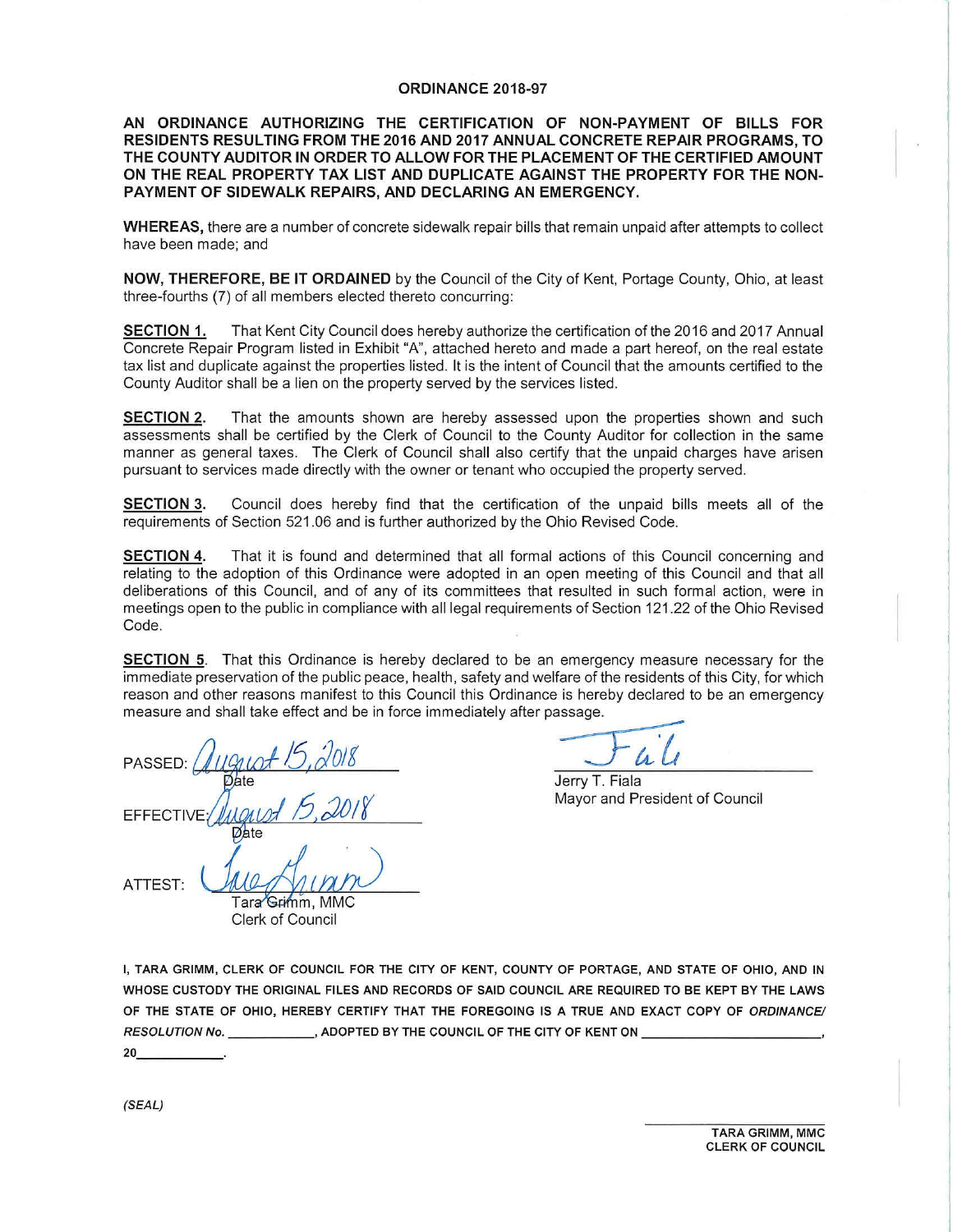# ORDINANCE 2018-97

**AN ORDINANCE AUTHORIZING THE CERTIFICATION OF NON-PAYMENT OF BILLS FOR RESIDENTS RESULTING FROM THE 2016 AND 2017 ANNUAL CONCRETE REPAIR PROGRAMS, TO THE COUNTY AUDITOR IN ORDER TO ALLOW FOR THE PLACEMENT OF THE CERTIFIED AMOUNT ON THE REAL PROPERTY TAX LIST AND DUPLICATE AGAINST THE PROPERTY FOR THE NON-PAYMENT OF SIDEWALK REPAIRS, AND DECLARING AN EMERGENCY.**

**WHEREAS,** there are a number of concrete sidewalk repair bills that remain unpaid after attempts to collect have been made; and

**NOW, THEREFORE, BE IT ORDAINED** by the Council of the City of Kent, Portage County, Ohio, at least three-fourths (7) of all members elected thereto concurring:

**SECTION 1.** That Kent City Council does hereby authorize the certification of the 2016 and 2017 Annual Concrete Repair Program listed in Exhibit "A", attached hereto and made a part hereof, on the real estate tax list and duplicate against the properties listed. It is the intent of Council that the amounts certified to the County Auditor shall be a lien on the property served by the services listed.

**SECTION 2.** That the amounts shown are hereby assessed upon the properties shown and such assessments shall be certified by the Clerk of Council to the County Auditor for collection in the same manner as general taxes. The Clerk of Council shall also certify that the unpaid charges have arisen pursuant to services made directly with the owner or tenant who occupied the property served.

**SECTION 3.** Council does hereby find that the certification of the unpaid bills meets all of the requirements of Section 521.06 and is further authorized by the Ohio Revised Code.

**SECTION 4.** That it is found and determined that all formal actions of this Council concerning and relating to the adoption of this Ordinance were adopted in an open meeting of this Council and that all deliberations of this Council, and of any of its committees that resulted in such formal action, were in meetings open to the public in compliance with all legal requirements of Section 121.22 of the Ohio Revised Code.

**SECTION 5.** That this Ordinance is hereby declared to be an emergency measure necessary for the immediate preservation of the public peace, health, safety and welfare of the residents of this City, for which reason and other reasons manifest to this Council this Ordinance is hereby declared to be an emergency measure and shall take effect and be in force immediately after passage.

PASSED: August 15, 2018
Date

EFFECTIVE: August 15, 2018
Date

ATTEST: Tara Grimm
Tara Grimm, MMC
Clerk of Council

Jerry T. Fiala
Mayor and President of Council

**I, TARA GRIMM, CLERK OF COUNCIL FOR THE CITY OF KENT, COUNTY OF PORTAGE, AND STATE OF OHIO, AND IN WHOSE CUSTODY THE ORIGINAL FILES AND RECORDS OF SAID COUNCIL ARE REQUIRED TO BE KEPT BY THE LAWS OF THE STATE OF OHIO, HEREBY CERTIFY THAT THE FOREGOING IS A TRUE AND EXACT COPY OF *ORDINANCE/ RESOLUTION No.* \_\_\_\_\_\_\_\_\_\_, ADOPTED BY THE COUNCIL OF THE CITY OF KENT ON \_\_\_\_\_\_\_\_\_\_\_\_\_\_\_\_\_\_\_\_, 20\_\_\_\_\_\_\_\_.**

*(SEAL)*

**TARA GRIMM, MMC**
**CLERK OF COUNCIL**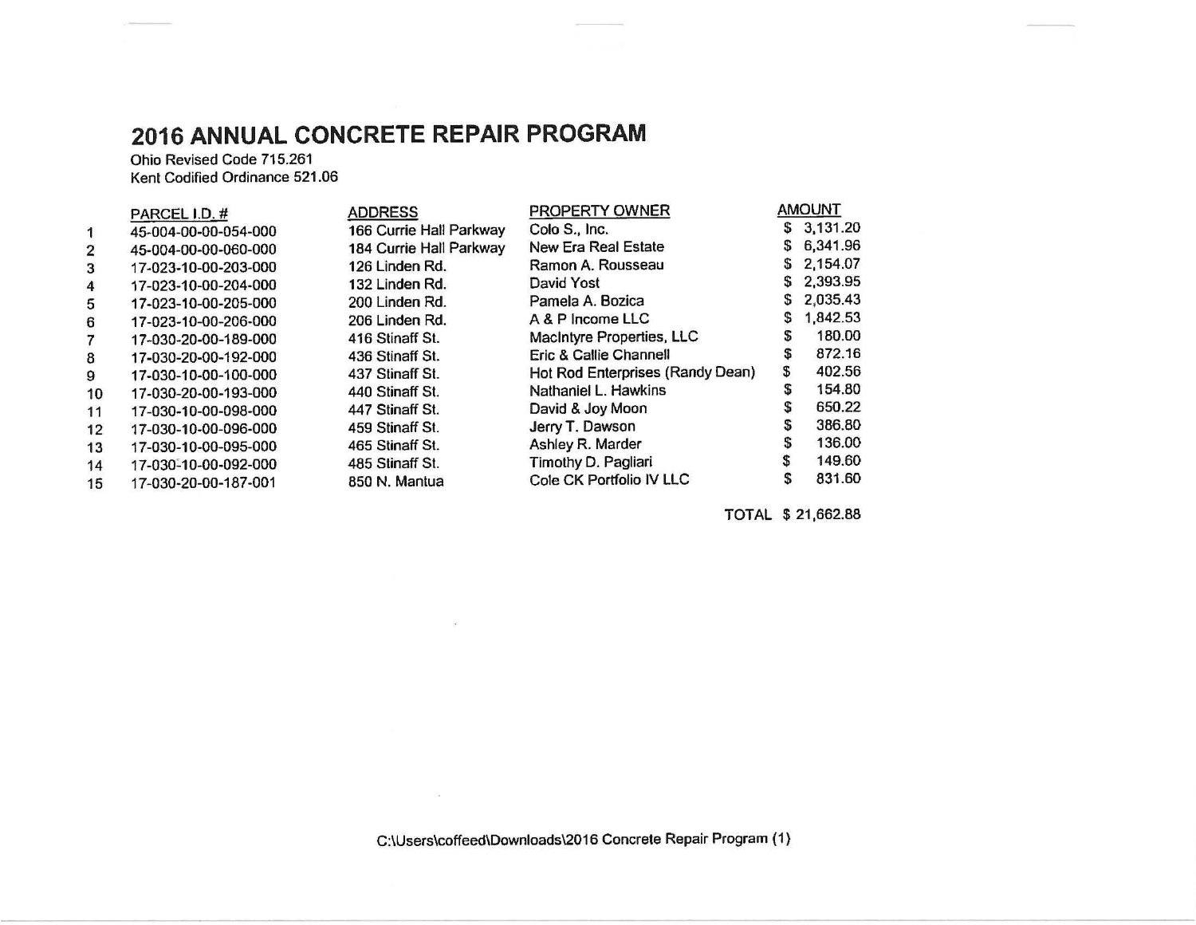# 2016 ANNUAL CONCRETE REPAIR PROGRAM

Ohio Revised Code 715.261
Kent Codified Ordinance 521.06

| | PARCEL I.D. # | ADDRESS | PROPERTY OWNER | AMOUNT |
|---|---|---|---|---|
| 1 | 45-004-00-00-054-000 | 166 Currie Hall Parkway | Colo S., Inc. | $ 3,131.20 |
| 2 | 45-004-00-00-060-000 | 184 Currie Hall Parkway | New Era Real Estate | $ 6,341.96 |
| 3 | 17-023-10-00-203-000 | 126 Linden Rd. | Ramon A. Rousseau | $ 2,154.07 |
| 4 | 17-023-10-00-204-000 | 132 Linden Rd. | David Yost | $ 2,393.95 |
| 5 | 17-023-10-00-205-000 | 200 Linden Rd. | Pamela A. Bozica | $ 2,035.43 |
| 6 | 17-023-10-00-206-000 | 206 Linden Rd. | A & P Income LLC | $ 1,842.53 |
| 7 | 17-030-20-00-189-000 | 416 Stinaff St. | MacIntyre Properties, LLC | $ 180.00 |
| 8 | 17-030-20-00-192-000 | 436 Stinaff St. | Eric & Callie Channell | $ 872.16 |
| 9 | 17-030-10-00-100-000 | 437 Stinaff St. | Hot Rod Enterprises (Randy Dean) | $ 402.56 |
| 10 | 17-030-20-00-193-000 | 440 Stinaff St. | Nathaniel L. Hawkins | $ 154.80 |
| 11 | 17-030-10-00-098-000 | 447 Stinaff St. | David & Joy Moon | $ 650.22 |
| 12 | 17-030-10-00-096-000 | 459 Stinaff St. | Jerry T. Dawson | $ 386.80 |
| 13 | 17-030-10-00-095-000 | 465 Stinaff St. | Ashley R. Marder | $ 136.00 |
| 14 | 17-030-10-00-092-000 | 485 Stinaff St. | Timothy D. Pagliari | $ 149.60 |
| 15 | 17-030-20-00-187-001 | 850 N. Mantua | Cole CK Portfolio IV LLC | $ 831.60 |
| | | | TOTAL | $ 21,662.88 |

C:\Users\coffeed\Downloads\2016 Concrete Repair Program (1)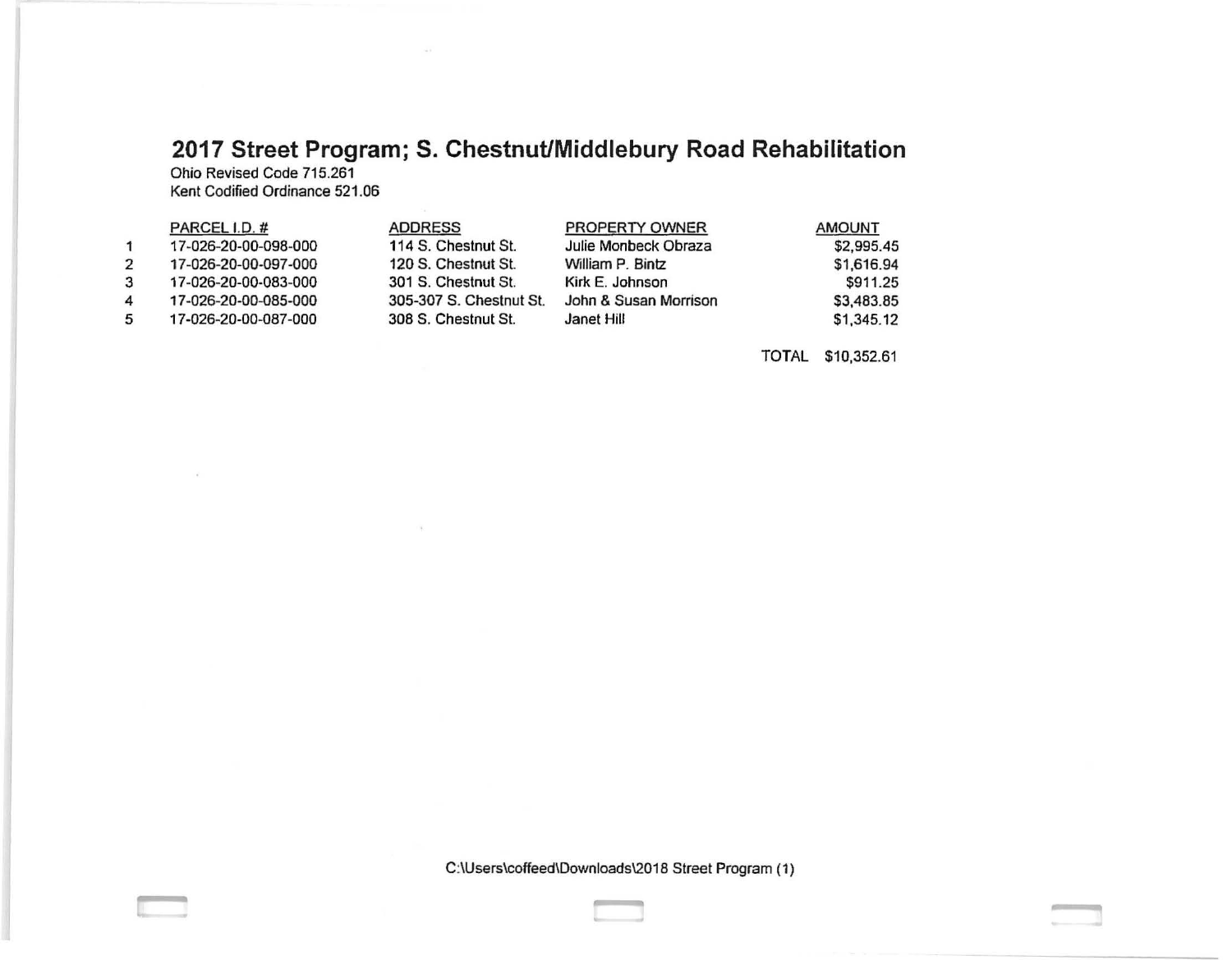# 2017 Street Program; S. Chestnut/Middlebury Road Rehabilitation

Ohio Revised Code 715.261
Kent Codified Ordinance 521.06

| | PARCEL I.D. # | ADDRESS | PROPERTY OWNER | AMOUNT |
|---|---|---|---|---|
| 1 | 17-026-20-00-098-000 | 114 S. Chestnut St. | Julie Monbeck Obraza | $2,995.45 |
| 2 | 17-026-20-00-097-000 | 120 S. Chestnut St. | William P. Bintz | $1,616.94 |
| 3 | 17-026-20-00-083-000 | 301 S. Chestnut St. | Kirk E. Johnson | $911.25 |
| 4 | 17-026-20-00-085-000 | 305-307 S. Chestnut St. | John & Susan Morrison | $3,483.85 |
| 5 | 17-026-20-00-087-000 | 308 S. Chestnut St. | Janet Hill | $1,345.12 |
| | | | TOTAL | $10,352.61 |

C:\Users\coffeed\Downloads\2018 Street Program (1)